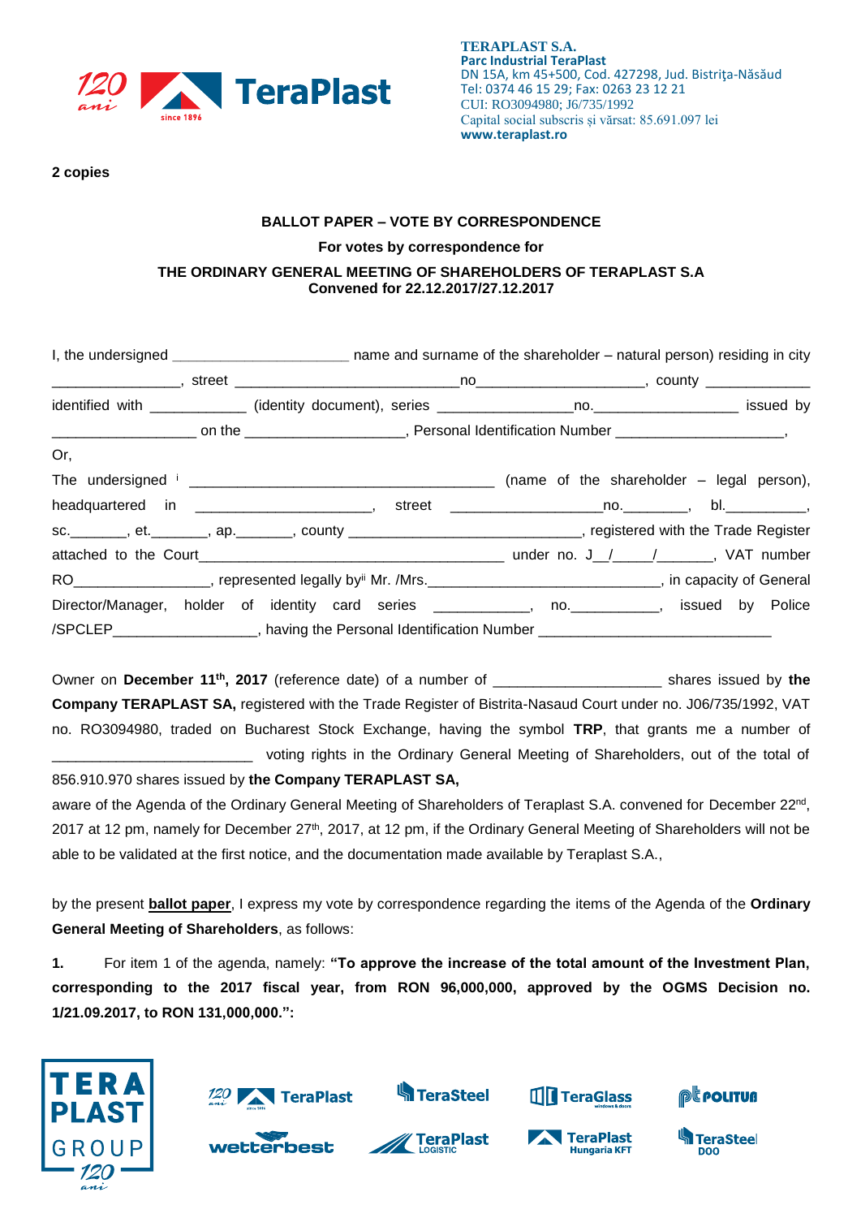**TERAPLAST S.A.**
**Parc Industrial TeraPlast**
DN 15A, km 45+500, Cod. 427298, Jud. Bistriţa-Năsăud
Tel: 0374 46 15 29; Fax: 0263 23 12 21
CUI: RO3094980; J6/735/1992
Capital social subscris şi vărsat: 85.691.097 lei
**www.teraplast.ro**

**2 copies**

**BALLOT PAPER – VOTE BY CORRESPONDENCE**

**For votes by correspondence for**

**THE ORDINARY GENERAL MEETING OF SHAREHOLDERS OF TERAPLAST S.A**
**Convened for 22.12.2017/27.12.2017**

I, the undersigned ______________________ name and surname of the shareholder – natural person) residing in city ________________, street ____________________________no____________________, county _____________ identified with ____________ (identity document), series ________________no.__________________ issued by __________________ on the ___________________, Personal Identification Number _____________________,

Or,

The undersigned [i] ______________________________________ (name of the shareholder – legal person), headquartered in _____________________, street ___________________no.________, bl.__________, sc._______, et._______, ap._______, county _____________________________, registered with the Trade Register attached to the Court______________________________________ under no. J__/_____/_______, VAT number RO________________, represented legally by[ii] Mr. /Mrs._____________________________, in capacity of General Director/Manager, holder of identity card series ___________, no.___________, issued by Police /SPCLEP_________________, having the Personal Identification Number _____________________________

Owner on **December 11th, 2017** (reference date) of a number of ____________________ shares issued by **the Company TERAPLAST SA,** registered with the Trade Register of Bistrita-Nasaud Court under no. J06/735/1992, VAT no. RO3094980, traded on Bucharest Stock Exchange, having the symbol **TRP**, that grants me a number of ________________________ voting rights in the Ordinary General Meeting of Shareholders, out of the total of 856.910.970 shares issued by **the Company TERAPLAST SA,**

aware of the Agenda of the Ordinary General Meeting of Shareholders of Teraplast S.A. convened for December 22nd, 2017 at 12 pm, namely for December 27th, 2017, at 12 pm, if the Ordinary General Meeting of Shareholders will not be able to be validated at the first notice, and the documentation made available by Teraplast S.A.,

by the present **ballot paper**, I express my vote by correspondence regarding the items of the Agenda of the **Ordinary General Meeting of Shareholders**, as follows:

**1.** For item 1 of the agenda, namely: **"To approve the increase of the total amount of the Investment Plan, corresponding to the 2017 fiscal year, from RON 96,000,000, approved by the OGMS Decision no. 1/21.09.2017, to RON 131,000,000.":**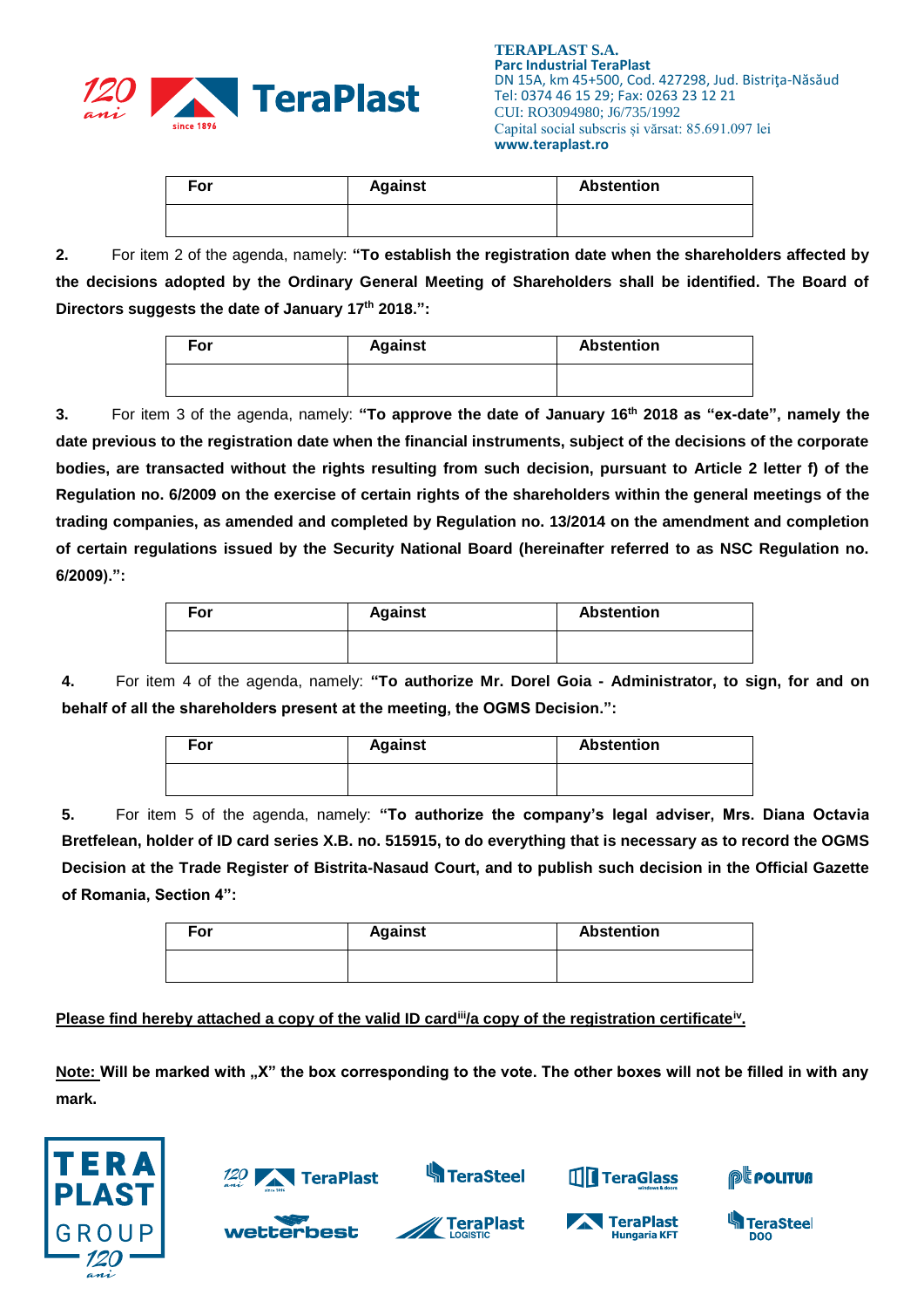| For | Against | Abstention |
|---|---|---|
| | | |

**2.** For item 2 of the agenda, namely: **"To establish the registration date when the shareholders affected by the decisions adopted by the Ordinary General Meeting of Shareholders shall be identified. The Board of Directors suggests the date of January 17th 2018.":**

| For | Against | Abstention |
|---|---|---|
| | | |

**3.** For item 3 of the agenda, namely: **"To approve the date of January 16th 2018 as "ex-date", namely the date previous to the registration date when the financial instruments, subject of the decisions of the corporate bodies, are transacted without the rights resulting from such decision, pursuant to Article 2 letter f) of the Regulation no. 6/2009 on the exercise of certain rights of the shareholders within the general meetings of the trading companies, as amended and completed by Regulation no. 13/2014 on the amendment and completion of certain regulations issued by the Security National Board (hereinafter referred to as NSC Regulation no. 6/2009).":**

| For | Against | Abstention |
|---|---|---|
| | | |

**4.** For item 4 of the agenda, namely: **"To authorize Mr. Dorel Goia - Administrator, to sign, for and on behalf of all the shareholders present at the meeting, the OGMS Decision.":**

| For | Against | Abstention |
|---|---|---|
| | | |

**5.** For item 5 of the agenda, namely: **"To authorize the company's legal adviser, Mrs. Diana Octavia Bretfelean, holder of ID card series X.B. no. 515915, to do everything that is necessary as to record the OGMS Decision at the Trade Register of Bistrita-Nasaud Court, and to publish such decision in the Official Gazette of Romania, Section 4":**

| For | Against | Abstention |
|---|---|---|
| | | |

**Please find hereby attached a copy of the valid ID card[iii]/a copy of the registration certificate[iv].**

**Note: Will be marked with „X" the box corresponding to the vote. The other boxes will not be filled in with any mark.**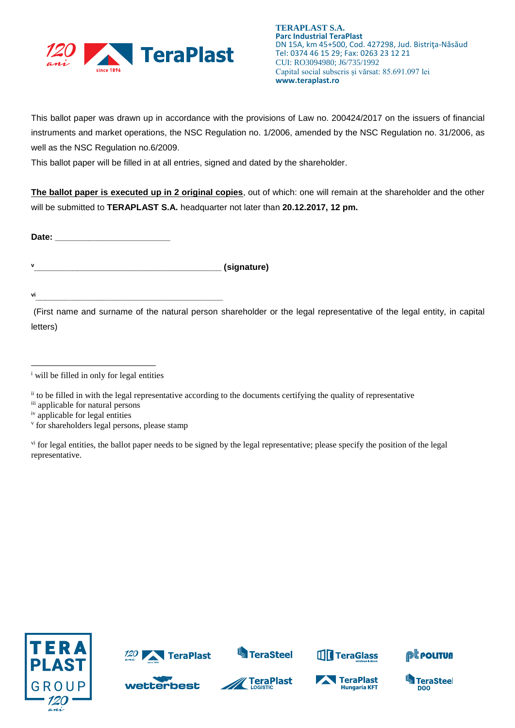This ballot paper was drawn up in accordance with the provisions of Law no. 200424/2017 on the issuers of financial instruments and market operations, the NSC Regulation no. 1/2006, amended by the NSC Regulation no. 31/2006, as well as the NSC Regulation no.6/2009.

This ballot paper will be filled in at all entries, signed and dated by the shareholder.

**The ballot paper is executed up in 2 original copies**, out of which: one will remain at the shareholder and the other will be submitted to **TERAPLAST S.A.** headquarter not later than **20.12.2017, 12 pm.**

**Date:** ________________________

[v]________________________________________ **(signature)**

[vi]________________________________________

(First name and surname of the natural person shareholder or the legal representative of the legal entity, in capital letters)

---

[i] will be filled in only for legal entities

[ii] to be filled in with the legal representative according to the documents certifying the quality of representative

[iii] applicable for natural persons

[iv] applicable for legal entities

[v] for shareholders legal persons, please stamp

[vi] for legal entities, the ballot paper needs to be signed by the legal representative; please specify the position of the legal representative.